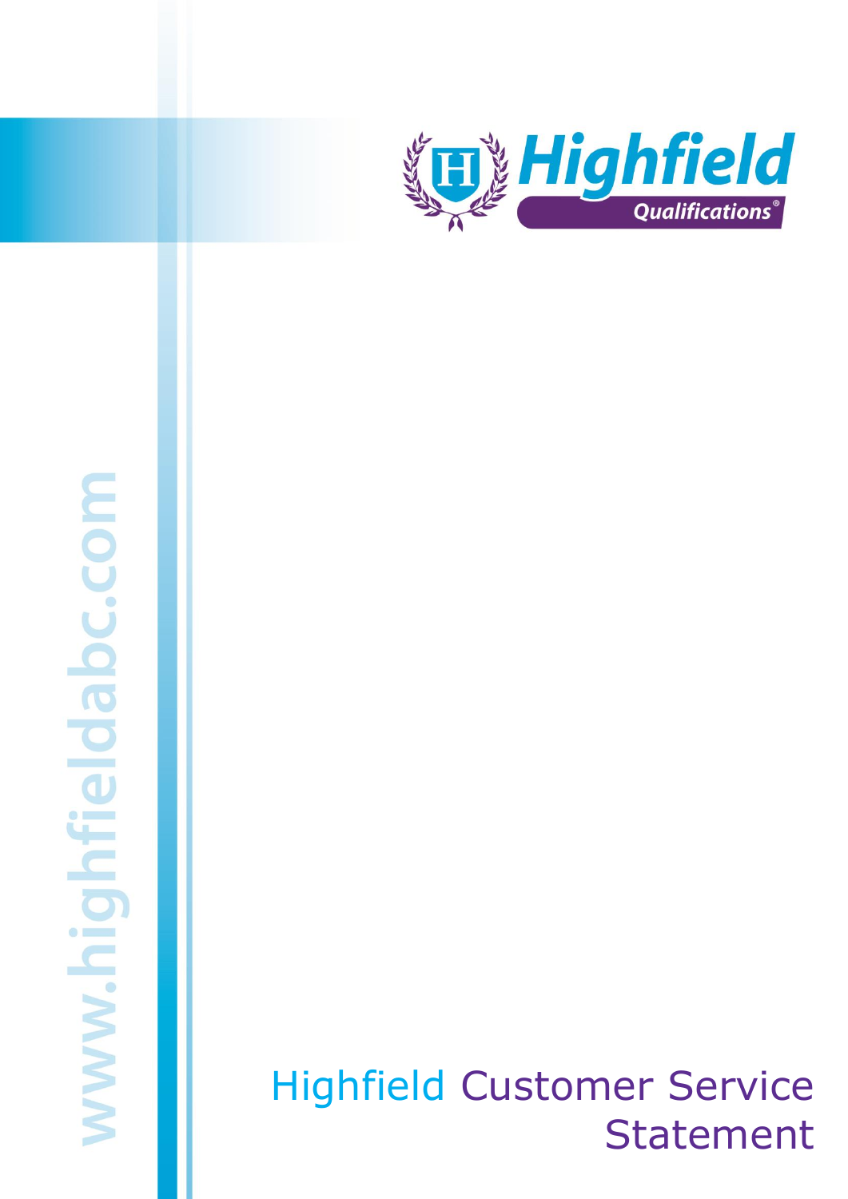# Highfield Customer Service Statement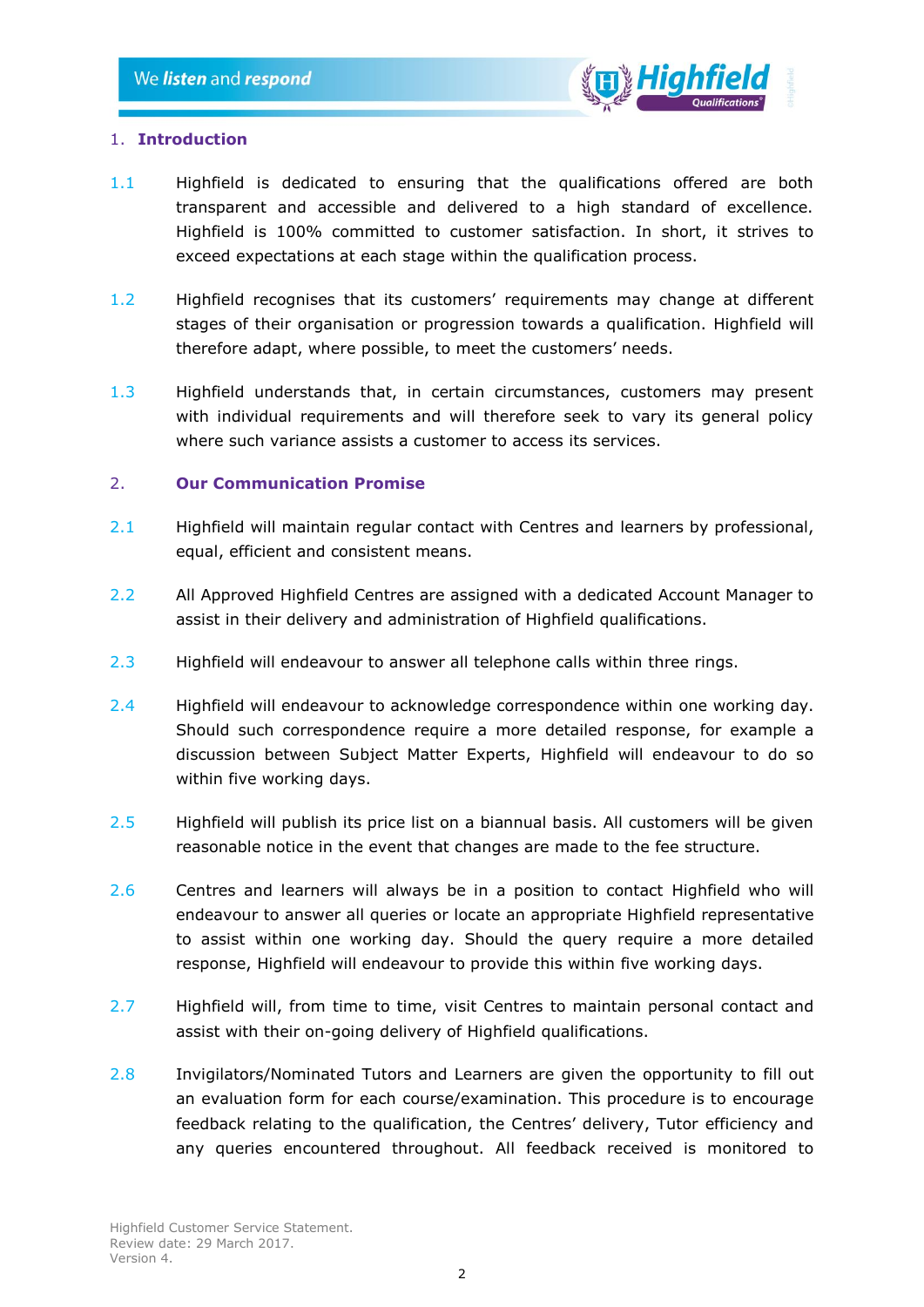## 1. Introduction

1.1 Highfield is dedicated to ensuring that the qualifications offered are both transparent and accessible and delivered to a high standard of excellence. Highfield is 100% committed to customer satisfaction. In short, it strives to exceed expectations at each stage within the qualification process.

1.2 Highfield recognises that its customers' requirements may change at different stages of their organisation or progression towards a qualification. Highfield will therefore adapt, where possible, to meet the customers' needs.

1.3 Highfield understands that, in certain circumstances, customers may present with individual requirements and will therefore seek to vary its general policy where such variance assists a customer to access its services.

## 2. Our Communication Promise

2.1 Highfield will maintain regular contact with Centres and learners by professional, equal, efficient and consistent means.

2.2 All Approved Highfield Centres are assigned with a dedicated Account Manager to assist in their delivery and administration of Highfield qualifications.

2.3 Highfield will endeavour to answer all telephone calls within three rings.

2.4 Highfield will endeavour to acknowledge correspondence within one working day. Should such correspondence require a more detailed response, for example a discussion between Subject Matter Experts, Highfield will endeavour to do so within five working days.

2.5 Highfield will publish its price list on a biannual basis. All customers will be given reasonable notice in the event that changes are made to the fee structure.

2.6 Centres and learners will always be in a position to contact Highfield who will endeavour to answer all queries or locate an appropriate Highfield representative to assist within one working day. Should the query require a more detailed response, Highfield will endeavour to provide this within five working days.

2.7 Highfield will, from time to time, visit Centres to maintain personal contact and assist with their on-going delivery of Highfield qualifications.

2.8 Invigilators/Nominated Tutors and Learners are given the opportunity to fill out an evaluation form for each course/examination. This procedure is to encourage feedback relating to the qualification, the Centres' delivery, Tutor efficiency and any queries encountered throughout. All feedback received is monitored to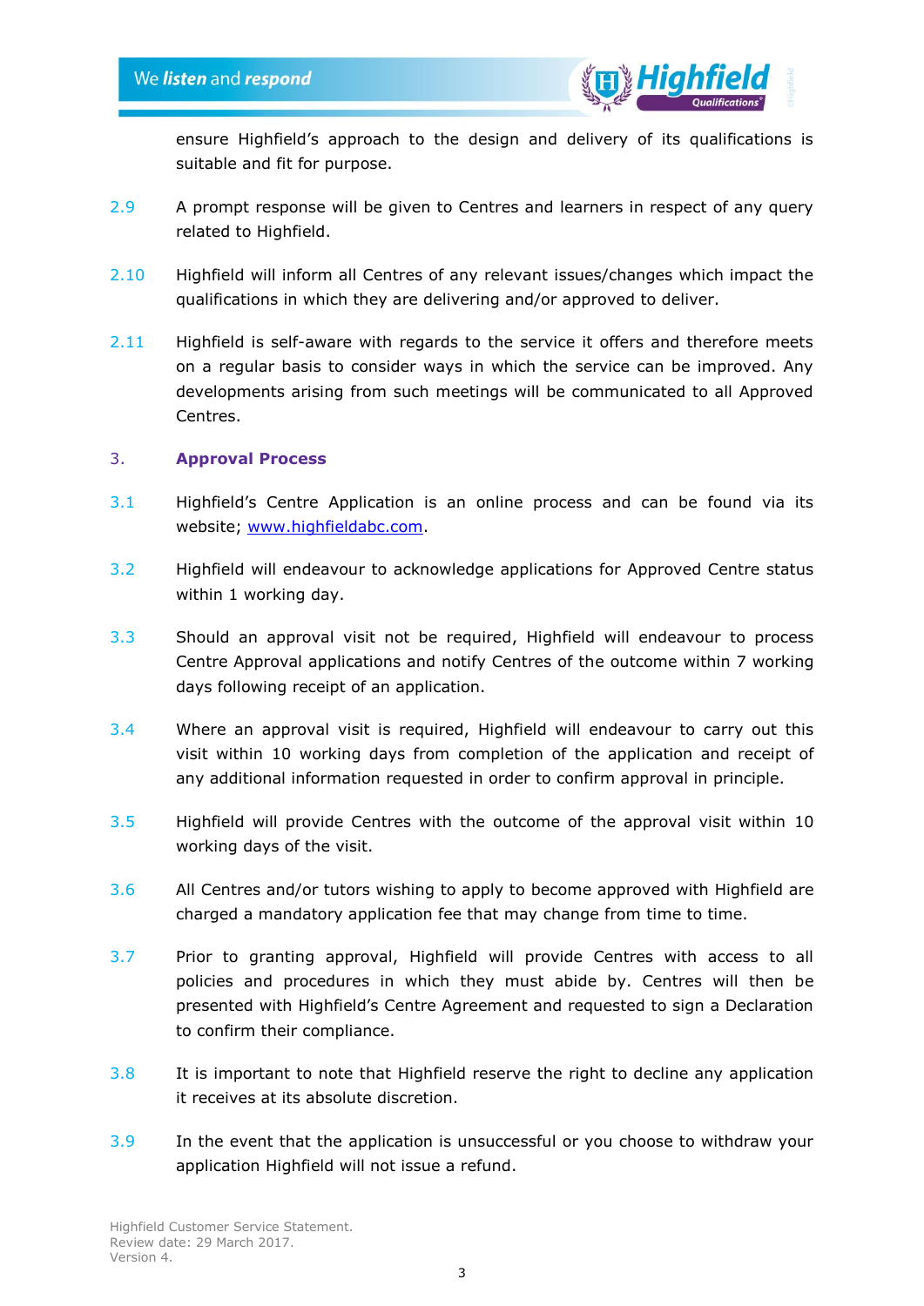ensure Highfield's approach to the design and delivery of its qualifications is suitable and fit for purpose.

2.9 A prompt response will be given to Centres and learners in respect of any query related to Highfield.

2.10 Highfield will inform all Centres of any relevant issues/changes which impact the qualifications in which they are delivering and/or approved to deliver.

2.11 Highfield is self-aware with regards to the service it offers and therefore meets on a regular basis to consider ways in which the service can be improved. Any developments arising from such meetings will be communicated to all Approved Centres.

## 3. Approval Process

3.1 Highfield's Centre Application is an online process and can be found via its website; [www.highfieldabc.com](http://www.highfieldabc.com).

3.2 Highfield will endeavour to acknowledge applications for Approved Centre status within 1 working day.

3.3 Should an approval visit not be required, Highfield will endeavour to process Centre Approval applications and notify Centres of the outcome within 7 working days following receipt of an application.

3.4 Where an approval visit is required, Highfield will endeavour to carry out this visit within 10 working days from completion of the application and receipt of any additional information requested in order to confirm approval in principle.

3.5 Highfield will provide Centres with the outcome of the approval visit within 10 working days of the visit.

3.6 All Centres and/or tutors wishing to apply to become approved with Highfield are charged a mandatory application fee that may change from time to time.

3.7 Prior to granting approval, Highfield will provide Centres with access to all policies and procedures in which they must abide by. Centres will then be presented with Highfield's Centre Agreement and requested to sign a Declaration to confirm their compliance.

3.8 It is important to note that Highfield reserve the right to decline any application it receives at its absolute discretion.

3.9 In the event that the application is unsuccessful or you choose to withdraw your application Highfield will not issue a refund.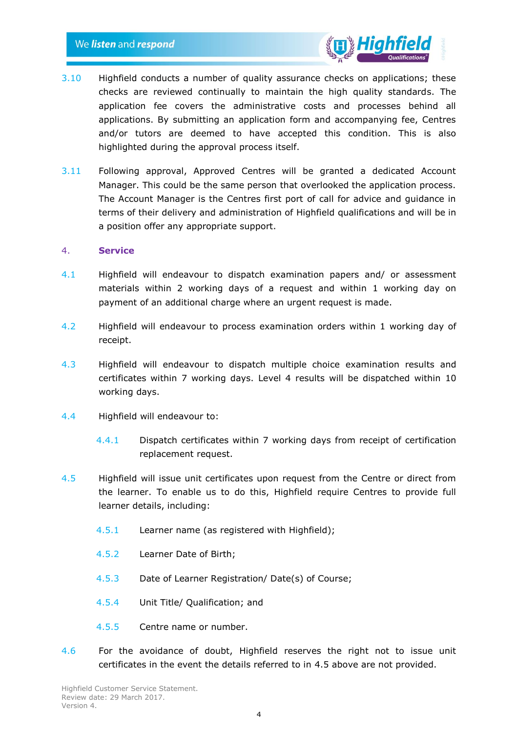3.10 Highfield conducts a number of quality assurance checks on applications; these checks are reviewed continually to maintain the high quality standards. The application fee covers the administrative costs and processes behind all applications. By submitting an application form and accompanying fee, Centres and/or tutors are deemed to have accepted this condition. This is also highlighted during the approval process itself.

3.11 Following approval, Approved Centres will be granted a dedicated Account Manager. This could be the same person that overlooked the application process. The Account Manager is the Centres first port of call for advice and guidance in terms of their delivery and administration of Highfield qualifications and will be in a position offer any appropriate support.

## 4. Service

4.1 Highfield will endeavour to dispatch examination papers and/ or assessment materials within 2 working days of a request and within 1 working day on payment of an additional charge where an urgent request is made.

4.2 Highfield will endeavour to process examination orders within 1 working day of receipt.

4.3 Highfield will endeavour to dispatch multiple choice examination results and certificates within 7 working days. Level 4 results will be dispatched within 10 working days.

4.4 Highfield will endeavour to:

- 4.4.1 Dispatch certificates within 7 working days from receipt of certification replacement request.

4.5 Highfield will issue unit certificates upon request from the Centre or direct from the learner. To enable us to do this, Highfield require Centres to provide full learner details, including:

- 4.5.1 Learner name (as registered with Highfield);
- 4.5.2 Learner Date of Birth;
- 4.5.3 Date of Learner Registration/ Date(s) of Course;
- 4.5.4 Unit Title/ Qualification; and
- 4.5.5 Centre name or number.

4.6 For the avoidance of doubt, Highfield reserves the right not to issue unit certificates in the event the details referred to in 4.5 above are not provided.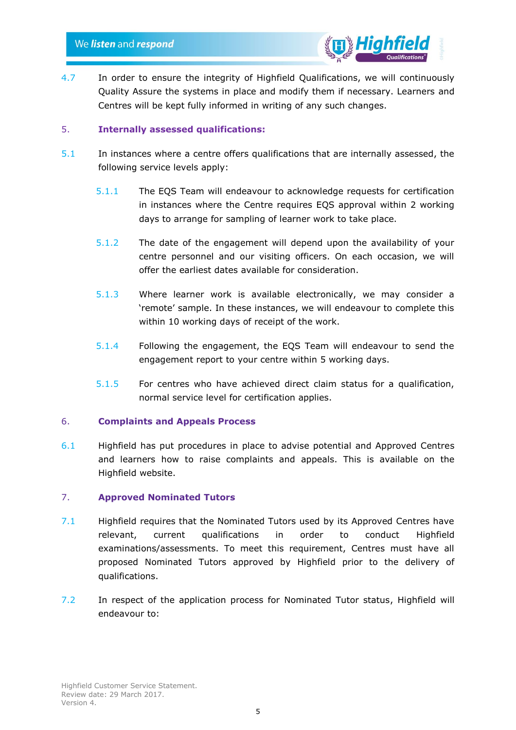4.7 In order to ensure the integrity of Highfield Qualifications, we will continuously Quality Assure the systems in place and modify them if necessary. Learners and Centres will be kept fully informed in writing of any such changes.

## 5. Internally assessed qualifications:

5.1 In instances where a centre offers qualifications that are internally assessed, the following service levels apply:

5.1.1 The EQS Team will endeavour to acknowledge requests for certification in instances where the Centre requires EQS approval within 2 working days to arrange for sampling of learner work to take place.

5.1.2 The date of the engagement will depend upon the availability of your centre personnel and our visiting officers. On each occasion, we will offer the earliest dates available for consideration.

5.1.3 Where learner work is available electronically, we may consider a 'remote' sample. In these instances, we will endeavour to complete this within 10 working days of receipt of the work.

5.1.4 Following the engagement, the EQS Team will endeavour to send the engagement report to your centre within 5 working days.

5.1.5 For centres who have achieved direct claim status for a qualification, normal service level for certification applies.

## 6. Complaints and Appeals Process

6.1 Highfield has put procedures in place to advise potential and Approved Centres and learners how to raise complaints and appeals. This is available on the Highfield website.

## 7. Approved Nominated Tutors

7.1 Highfield requires that the Nominated Tutors used by its Approved Centres have relevant, current qualifications in order to conduct Highfield examinations/assessments. To meet this requirement, Centres must have all proposed Nominated Tutors approved by Highfield prior to the delivery of qualifications.

7.2 In respect of the application process for Nominated Tutor status, Highfield will endeavour to: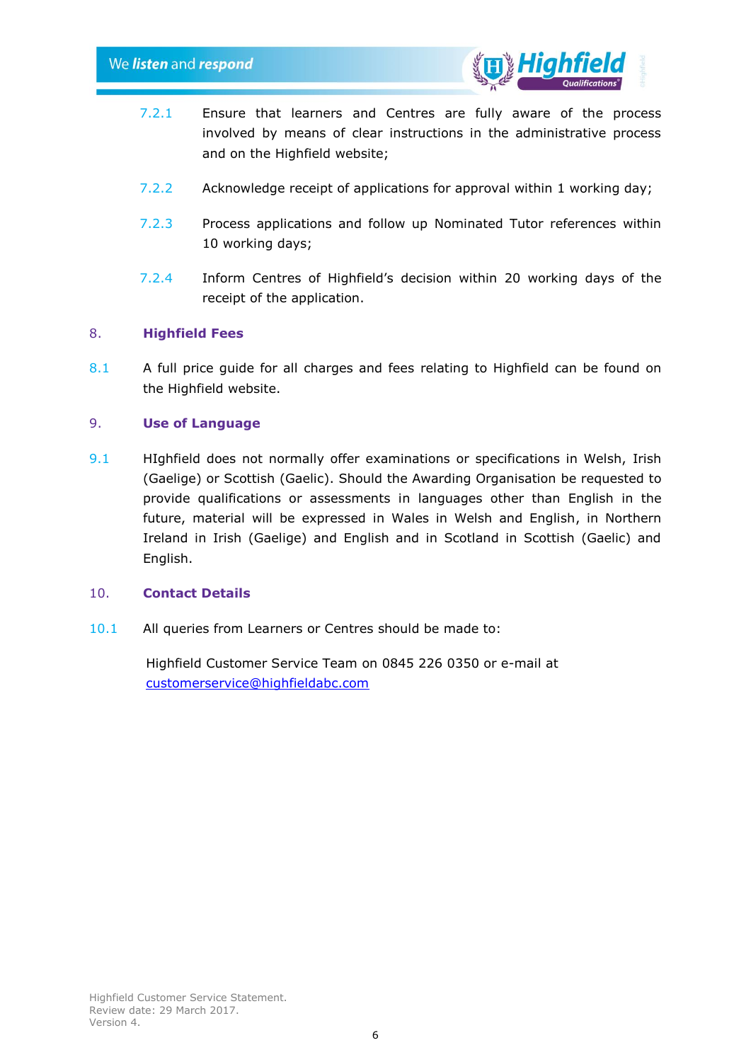7.2.1 Ensure that learners and Centres are fully aware of the process involved by means of clear instructions in the administrative process and on the Highfield website;

7.2.2 Acknowledge receipt of applications for approval within 1 working day;

7.2.3 Process applications and follow up Nominated Tutor references within 10 working days;

7.2.4 Inform Centres of Highfield's decision within 20 working days of the receipt of the application.

## 8. Highfield Fees

8.1 A full price guide for all charges and fees relating to Highfield can be found on the Highfield website.

## 9. Use of Language

9.1 HIghfield does not normally offer examinations or specifications in Welsh, Irish (Gaelige) or Scottish (Gaelic). Should the Awarding Organisation be requested to provide qualifications or assessments in languages other than English in the future, material will be expressed in Wales in Welsh and English, in Northern Ireland in Irish (Gaelige) and English and in Scotland in Scottish (Gaelic) and English.

## 10. Contact Details

10.1 All queries from Learners or Centres should be made to:

Highfield Customer Service Team on 0845 226 0350 or e-mail at customerservice@highfieldabc.com

Highfield Customer Service Statement.
Review date: 29 March 2017.
Version 4.